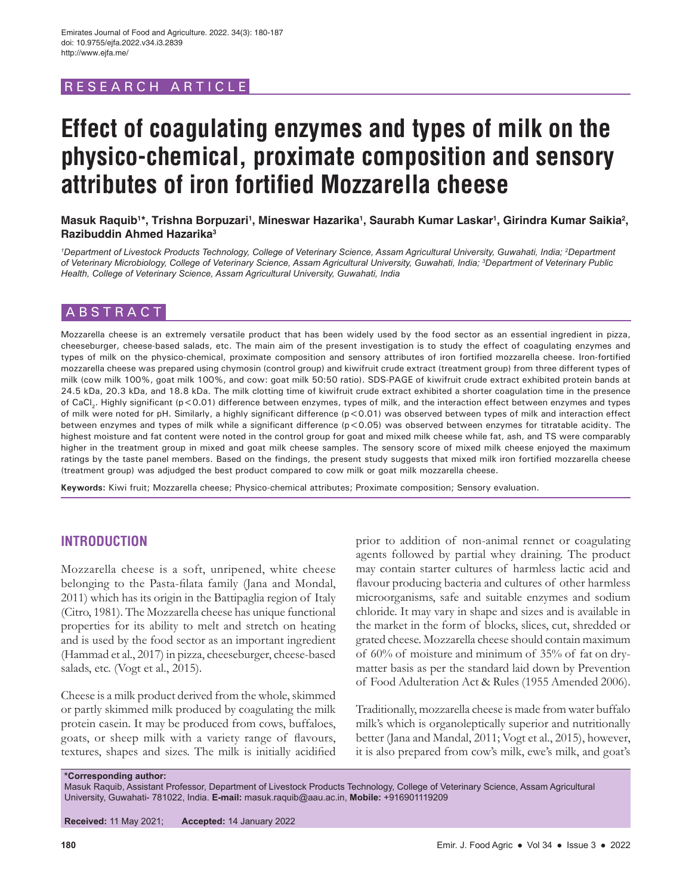RESEARCH ARTICLE

# Effect of coagulating enzymes and types of milk on the physico-chemical, proximate composition and sensory attributes of iron fortified Mozzarella cheese

**Masuk Raquib[1*], Trishna Borpuzari[1], Mineswar Hazarika[1], Saurabh Kumar Laskar[1], Girindra Kumar Saikia[2], Razibuddin Ahmed Hazarika[3]**

*[1]Department of Livestock Products Technology, College of Veterinary Science, Assam Agricultural University, Guwahati, India; [2]Department of Veterinary Microbiology, College of Veterinary Science, Assam Agricultural University, Guwahati, India; [3]Department of Veterinary Public Health, College of Veterinary Science, Assam Agricultural University, Guwahati, India*

## ABSTRACT

Mozzarella cheese is an extremely versatile product that has been widely used by the food sector as an essential ingredient in pizza, cheeseburger, cheese-based salads, etc. The main aim of the present investigation is to study the effect of coagulating enzymes and types of milk on the physico-chemical, proximate composition and sensory attributes of iron fortified mozzarella cheese. Iron-fortified mozzarella cheese was prepared using chymosin (control group) and kiwifruit crude extract (treatment group) from three different types of milk (cow milk 100%, goat milk 100%, and cow: goat milk 50:50 ratio). SDS-PAGE of kiwifruit crude extract exhibited protein bands at 24.5 kDa, 20.3 kDa, and 18.8 kDa. The milk clotting time of kiwifruit crude extract exhibited a shorter coagulation time in the presence of $CaCl_2$. Highly significant ($p<0.01$) difference between enzymes, types of milk, and the interaction effect between enzymes and types of milk were noted for pH. Similarly, a highly significant difference ($p<0.01$) was observed between types of milk and interaction effect between enzymes and types of milk while a significant difference ($p<0.05$) was observed between enzymes for titratable acidity. The highest moisture and fat content were noted in the control group for goat and mixed milk cheese while fat, ash, and TS were comparably higher in the treatment group in mixed and goat milk cheese samples. The sensory score of mixed milk cheese enjoyed the maximum ratings by the taste panel members. Based on the findings, the present study suggests that mixed milk iron fortified mozzarella cheese (treatment group) was adjudged the best product compared to cow milk or goat milk mozzarella cheese.

**Keywords:** Kiwi fruit; Mozzarella cheese; Physico-chemical attributes; Proximate composition; Sensory evaluation.

## INTRODUCTION

Mozzarella cheese is a soft, unripened, white cheese belonging to the Pasta-filata family (Jana and Mondal, 2011) which has its origin in the Battipaglia region of Italy (Citro, 1981). The Mozzarella cheese has unique functional properties for its ability to melt and stretch on heating and is used by the food sector as an important ingredient (Hammad et al., 2017) in pizza, cheeseburger, cheese-based salads, etc. (Vogt et al., 2015).

Cheese is a milk product derived from the whole, skimmed or partly skimmed milk produced by coagulating the milk protein casein. It may be produced from cows, buffaloes, goats, or sheep milk with a variety range of flavours, textures, shapes and sizes. The milk is initially acidified prior to addition of non-animal rennet or coagulating agents followed by partial whey draining. The product may contain starter cultures of harmless lactic acid and flavour producing bacteria and cultures of other harmless microorganisms, safe and suitable enzymes and sodium chloride. It may vary in shape and sizes and is available in the market in the form of blocks, slices, cut, shredded or grated cheese. Mozzarella cheese should contain maximum of 60% of moisture and minimum of 35% of fat on dry-matter basis as per the standard laid down by Prevention of Food Adulteration Act & Rules (1955 Amended 2006).

Traditionally, mozzarella cheese is made from water buffalo milk's which is organoleptically superior and nutritionally better (Jana and Mandal, 2011; Vogt et al., 2015), however, it is also prepared from cow's milk, ewe's milk, and goat's

**\*Corresponding author:**
Masuk Raquib, Assistant Professor, Department of Livestock Products Technology, College of Veterinary Science, Assam Agricultural University, Guwahati- 781022, India. **E-mail:** masuk.raquib@aau.ac.in, **Mobile:** +916901119209

**Received:** 11 May 2021; **Accepted:** 14 January 2022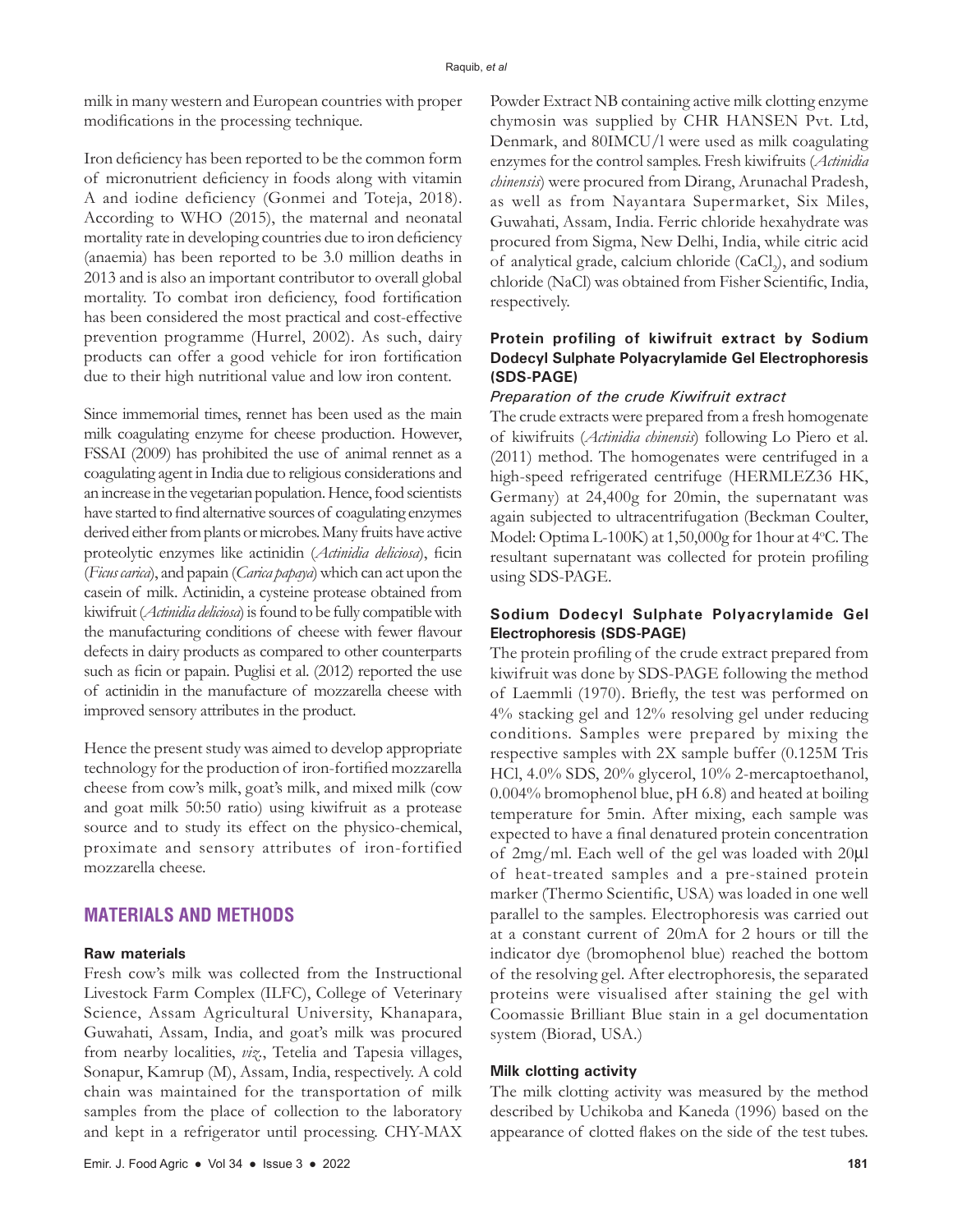milk in many western and European countries with proper modifications in the processing technique.

Iron deficiency has been reported to be the common form of micronutrient deficiency in foods along with vitamin A and iodine deficiency (Gonmei and Toteja, 2018). According to WHO (2015), the maternal and neonatal mortality rate in developing countries due to iron deficiency (anaemia) has been reported to be 3.0 million deaths in 2013 and is also an important contributor to overall global mortality. To combat iron deficiency, food fortification has been considered the most practical and cost-effective prevention programme (Hurrel, 2002). As such, dairy products can offer a good vehicle for iron fortification due to their high nutritional value and low iron content.

Since immemorial times, rennet has been used as the main milk coagulating enzyme for cheese production. However, FSSAI (2009) has prohibited the use of animal rennet as a coagulating agent in India due to religious considerations and an increase in the vegetarian population. Hence, food scientists have started to find alternative sources of coagulating enzymes derived either from plants or microbes. Many fruits have active proteolytic enzymes like actinidin (*Actinidia deliciosa*), ficin (*Ficus carica*), and papain (*Carica papaya*) which can act upon the casein of milk. Actinidin, a cysteine protease obtained from kiwifruit (*Actinidia deliciosa*) is found to be fully compatible with the manufacturing conditions of cheese with fewer flavour defects in dairy products as compared to other counterparts such as ficin or papain. Puglisi et al. (2012) reported the use of actinidin in the manufacture of mozzarella cheese with improved sensory attributes in the product.

Hence the present study was aimed to develop appropriate technology for the production of iron-fortified mozzarella cheese from cow's milk, goat's milk, and mixed milk (cow and goat milk 50:50 ratio) using kiwifruit as a protease source and to study its effect on the physico-chemical, proximate and sensory attributes of iron-fortified mozzarella cheese.

## MATERIALS AND METHODS

### Raw materials

Fresh cow's milk was collected from the Instructional Livestock Farm Complex (ILFC), College of Veterinary Science, Assam Agricultural University, Khanapara, Guwahati, Assam, India, and goat's milk was procured from nearby localities, *viz*., Tetelia and Tapesia villages, Sonapur, Kamrup (M), Assam, India, respectively. A cold chain was maintained for the transportation of milk samples from the place of collection to the laboratory and kept in a refrigerator until processing. CHY-MAX Powder Extract NB containing active milk clotting enzyme chymosin was supplied by CHR HANSEN Pvt. Ltd, Denmark, and 80IMCU/l were used as milk coagulating enzymes for the control samples. Fresh kiwifruits (*Actinidia chinensis*) were procured from Dirang, Arunachal Pradesh, as well as from Nayantara Supermarket, Six Miles, Guwahati, Assam, India. Ferric chloride hexahydrate was procured from Sigma, New Delhi, India, while citric acid of analytical grade, calcium chloride ($CaCl_2$), and sodium chloride (NaCl) was obtained from Fisher Scientific, India, respectively.

### Protein profiling of kiwifruit extract by Sodium Dodecyl Sulphate Polyacrylamide Gel Electrophoresis (SDS-PAGE)

#### *Preparation of the crude Kiwifruit extract*

The crude extracts were prepared from a fresh homogenate of kiwifruits (*Actinidia chinensis*) following Lo Piero et al. (2011) method. The homogenates were centrifuged in a high-speed refrigerated centrifuge (HERMLEZ36 HK, Germany) at 24,400g for 20min, the supernatant was again subjected to ultracentrifugation (Beckman Coulter, Model: Optima L-100K) at 1,50,000g for 1hour at 4°C. The resultant supernatant was collected for protein profiling using SDS-PAGE.

### Sodium Dodecyl Sulphate Polyacrylamide Gel Electrophoresis (SDS-PAGE)

The protein profiling of the crude extract prepared from kiwifruit was done by SDS-PAGE following the method of Laemmli (1970). Briefly, the test was performed on 4% stacking gel and 12% resolving gel under reducing conditions. Samples were prepared by mixing the respective samples with 2X sample buffer (0.125M Tris HCl, 4.0% SDS, 20% glycerol, 10% 2-mercaptoethanol, 0.004% bromophenol blue, pH 6.8) and heated at boiling temperature for 5min. After mixing, each sample was expected to have a final denatured protein concentration of 2mg/ml. Each well of the gel was loaded with 20µl of heat-treated samples and a pre-stained protein marker (Thermo Scientific, USA) was loaded in one well parallel to the samples. Electrophoresis was carried out at a constant current of 20mA for 2 hours or till the indicator dye (bromophenol blue) reached the bottom of the resolving gel. After electrophoresis, the separated proteins were visualised after staining the gel with Coomassie Brilliant Blue stain in a gel documentation system (Biorad, USA.)

### Milk clotting activity

The milk clotting activity was measured by the method described by Uchikoba and Kaneda (1996) based on the appearance of clotted flakes on the side of the test tubes.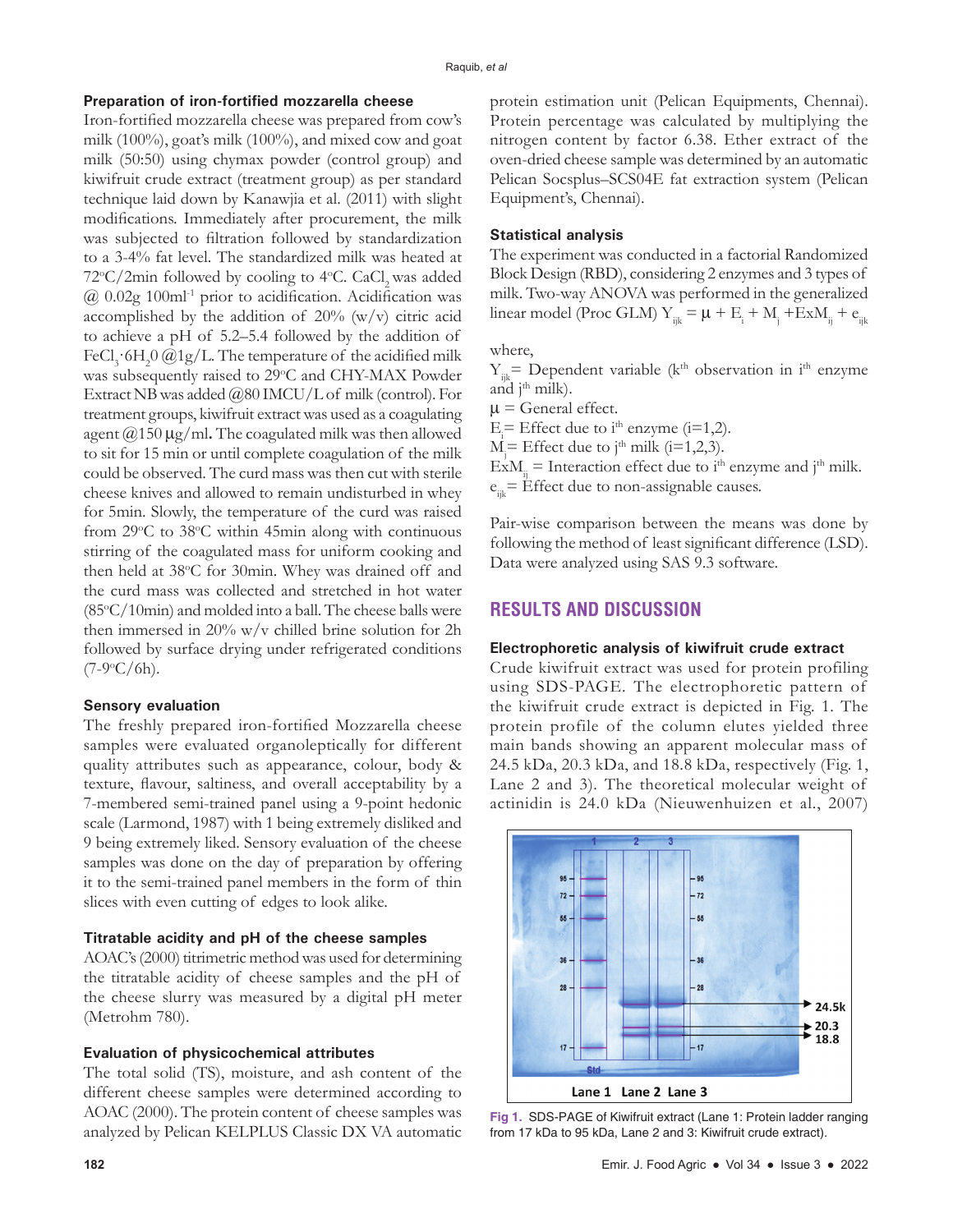### Preparation of iron-fortified mozzarella cheese

Iron-fortified mozzarella cheese was prepared from cow's milk (100%), goat's milk (100%), and mixed cow and goat milk (50:50) using chymax powder (control group) and kiwifruit crude extract (treatment group) as per standard technique laid down by Kanawjia et al. (2011) with slight modifications. Immediately after procurement, the milk was subjected to filtration followed by standardization to a 3-4% fat level. The standardized milk was heated at 72°C/2min followed by cooling to 4°C. $CaCl_2$ was added @ 0.02g 100ml$^{-1}$ prior to acidification. Acidification was accomplished by the addition of 20% (w/v) citric acid to achieve a pH of 5.2–5.4 followed by the addition of $FeCl_3 \cdot 6H_2O$ @1g/L. The temperature of the acidified milk was subsequently raised to 29°C and CHY-MAX Powder Extract NB was added @80 IMCU/L of milk (control). For treatment groups, kiwifruit extract was used as a coagulating agent @150 μg/ml**.** The coagulated milk was then allowed to sit for 15 min or until complete coagulation of the milk could be observed. The curd mass was then cut with sterile cheese knives and allowed to remain undisturbed in whey for 5min. Slowly, the temperature of the curd was raised from 29°C to 38°C within 45min along with continuous stirring of the coagulated mass for uniform cooking and then held at 38°C for 30min. Whey was drained off and the curd mass was collected and stretched in hot water (85°C/10min) and molded into a ball. The cheese balls were then immersed in 20% w/v chilled brine solution for 2h followed by surface drying under refrigerated conditions (7-9°C/6h).

### Sensory evaluation

The freshly prepared iron-fortified Mozzarella cheese samples were evaluated organoleptically for different quality attributes such as appearance, colour, body & texture, flavour, saltiness, and overall acceptability by a 7-membered semi-trained panel using a 9-point hedonic scale (Larmond, 1987) with 1 being extremely disliked and 9 being extremely liked. Sensory evaluation of the cheese samples was done on the day of preparation by offering it to the semi-trained panel members in the form of thin slices with even cutting of edges to look alike.

### Titratable acidity and pH of the cheese samples

AOAC's (2000) titrimetric method was used for determining the titratable acidity of cheese samples and the pH of the cheese slurry was measured by a digital pH meter (Metrohm 780).

### Evaluation of physicochemical attributes

The total solid (TS), moisture, and ash content of the different cheese samples were determined according to AOAC (2000). The protein content of cheese samples was analyzed by Pelican KELPLUS Classic DX VA automatic protein estimation unit (Pelican Equipments, Chennai). Protein percentage was calculated by multiplying the nitrogen content by factor 6.38. Ether extract of the oven-dried cheese sample was determined by an automatic Pelican Socsplus–SCS04E fat extraction system (Pelican Equipment's, Chennai).

### Statistical analysis

The experiment was conducted in a factorial Randomized Block Design (RBD), considering 2 enzymes and 3 types of milk. Two-way ANOVA was performed in the generalized linear model (Proc GLM) $Y_{ijk} = \mu + E_i + M_j + ExM_{ij} + e_{ijk}$

where,

$Y_{ijk}$ = Dependent variable (k$^{th}$ observation in i$^{th}$ enzyme and j$^{th}$ milk).

$\mu$ = General effect.

$E_i$ = Effect due to i$^{th}$ enzyme (i=1,2).

$M_j$ = Effect due to j$^{th}$ milk (i=1,2,3).

$ExM_{ij}$ = Interaction effect due to i$^{th}$ enzyme and j$^{th}$ milk.

$e_{ijk}$ = Effect due to non-assignable causes.

Pair-wise comparison between the means was done by following the method of least significant difference (LSD). Data were analyzed using SAS 9.3 software.

## RESULTS AND DISCUSSION

### Electrophoretic analysis of kiwifruit crude extract

Crude kiwifruit extract was used for protein profiling using SDS-PAGE. The electrophoretic pattern of the kiwifruit crude extract is depicted in Fig. 1. The protein profile of the column elutes yielded three main bands showing an apparent molecular mass of 24.5 kDa, 20.3 kDa, and 18.8 kDa, respectively (Fig. 1, Lane 2 and 3). The theoretical molecular weight of actinidin is 24.0 kDa (Nieuwenhuizen et al., 2007)

**Fig 1.** SDS-PAGE of Kiwifruit extract (Lane 1: Protein ladder ranging from 17 kDa to 95 kDa, Lane 2 and 3: Kiwifruit crude extract).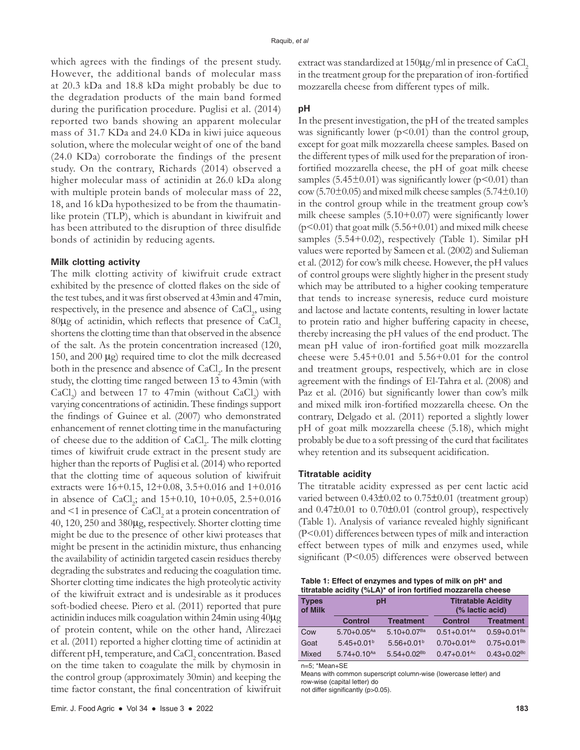which agrees with the findings of the present study. However, the additional bands of molecular mass at 20.3 kDa and 18.8 kDa might probably be due to the degradation products of the main band formed during the purification procedure. Puglisi et al. (2014) reported two bands showing an apparent molecular mass of 31.7 KDa and 24.0 KDa in kiwi juice aqueous solution, where the molecular weight of one of the band (24.0 KDa) corroborate the findings of the present study. On the contrary, Richards (2014) observed a higher molecular mass of actinidin at 26.0 kDa along with multiple protein bands of molecular mass of 22, 18, and 16 kDa hypothesized to be from the thaumatin-like protein (TLP), which is abundant in kiwifruit and has been attributed to the disruption of three disulfide bonds of actinidin by reducing agents.

### Milk clotting activity

The milk clotting activity of kiwifruit crude extract exhibited by the presence of clotted flakes on the side of the test tubes, and it was first observed at 43min and 47min, respectively, in the presence and absence of $CaCl_2$, using 80μg of actinidin, which reflects that presence of $CaCl_2$ shortens the clotting time than that observed in the absence of the salt. As the protein concentration increased (120, 150, and 200 μg) required time to clot the milk decreased both in the presence and absence of $CaCl_2$. In the present study, the clotting time ranged between 13 to 43min (with $CaCl_2$) and between 17 to 47min (without $CaCl_2$) with varying concentrations of actinidin. These findings support the findings of Guinee et al. (2007) who demonstrated enhancement of rennet clotting time in the manufacturing of cheese due to the addition of $CaCl_2$. The milk clotting times of kiwifruit crude extract in the present study are higher than the reports of Puglisi et al. (2014) who reported that the clotting time of aqueous solution of kiwifruit extracts were 16+0.15, 12+0.08, 3.5+0.016 and 1+0.016 in absence of $CaCl_2$; and 15+0.10, 10+0.05, 2.5+0.016 and <1 in presence of $CaCl_2$ at a protein concentration of 40, 120, 250 and 380μg, respectively. Shorter clotting time might be due to the presence of other kiwi proteases that might be present in the actinidin mixture, thus enhancing the availability of actinidin targeted casein residues thereby degrading the substrates and reducing the coagulation time. Shorter clotting time indicates the high proteolytic activity of the kiwifruit extract and is undesirable as it produces soft-bodied cheese. Piero et al. (2011) reported that pure actinidin induces milk coagulation within 24min using 40μg of protein content, while on the other hand, Alirezaei et al. (2011) reported a higher clotting time of actinidin at different pH, temperature, and $CaCl_2$ concentration. Based on the time taken to coagulate the milk by chymosin in the control group (approximately 30min) and keeping the time factor constant, the final concentration of kiwifruit extract was standardized at 150μg/ml in presence of $CaCl_2$ in the treatment group for the preparation of iron-fortified mozzarella cheese from different types of milk.

### pH

In the present investigation, the pH of the treated samples was significantly lower ($p<0.01$) than the control group, except for goat milk mozzarella cheese samples. Based on the different types of milk used for the preparation of iron-fortified mozzarella cheese, the pH of goat milk cheese samples (5.45±0.01) was significantly lower ($p<0.01$) than cow (5.70±0.05) and mixed milk cheese samples (5.74±0.10) in the control group while in the treatment group cow's milk cheese samples (5.10+0.07) were significantly lower ($p<0.01$) that goat milk (5.56+0.01) and mixed milk cheese samples (5.54+0.02), respectively (Table 1). Similar pH values were reported by Sameen et al. (2002) and Sulieman et al. (2012) for cow's milk cheese. However, the pH values of control groups were slightly higher in the present study which may be attributed to a higher cooking temperature that tends to increase syneresis, reduce curd moisture and lactose and lactate contents, resulting in lower lactate to protein ratio and higher buffering capacity in cheese, thereby increasing the pH values of the end product. The mean pH value of iron-fortified goat milk mozzarella cheese were 5.45+0.01 and 5.56+0.01 for the control and treatment groups, respectively, which are in close agreement with the findings of El-Tahra et al. (2008) and Paz et al. (2016) but significantly lower than cow's milk and mixed milk iron-fortified mozzarella cheese. On the contrary, Delgado et al. (2011) reported a slightly lower pH of goat milk mozzarella cheese (5.18), which might probably be due to a soft pressing of the curd that facilitates whey retention and its subsequent acidification.

### Titratable acidity

The titratable acidity expressed as per cent lactic acid varied between 0.43±0.02 to 0.75±0.01 (treatment group) and 0.47±0.01 to 0.70±0.01 (control group), respectively (Table 1). Analysis of variance revealed highly significant ($P<0.01$) differences between types of milk and interaction effect between types of milk and enzymes used, while significant ($P<0.05$) differences were observed between

**Table 1: Effect of enzymes and types of milk on pH\* and titratable acidity (%LA)\* of iron fortified mozzarella cheese**

| Types of Milk | pH | | Titratable Acidity (% lactic acid) | |
|---|---|---|---|---|
| | Control | Treatment | Control | Treatment |
| Cow | 5.70+0.05$^{Aa}$ | 5.10+0.07$^{Ba}$ | 0.51+0.01$^{Aa}$ | 0.59+0.01$^{Ba}$ |
| Goat | 5.45+0.01$^{b}$ | 5.56+0.01$^{b}$ | 0.70+0.01$^{Ab}$ | 0.75+0.01$^{Bb}$ |
| Mixed | 5.74+0.10$^{Aa}$ | 5.54+0.02$^{Bb}$ | 0.47+0.01$^{Ac}$ | 0.43+0.02$^{Bc}$ |

n=5; *Mean+SE

Means with common superscript column-wise (lowercase letter) and row-wise (capital letter) do not differ significantly (p>0.05).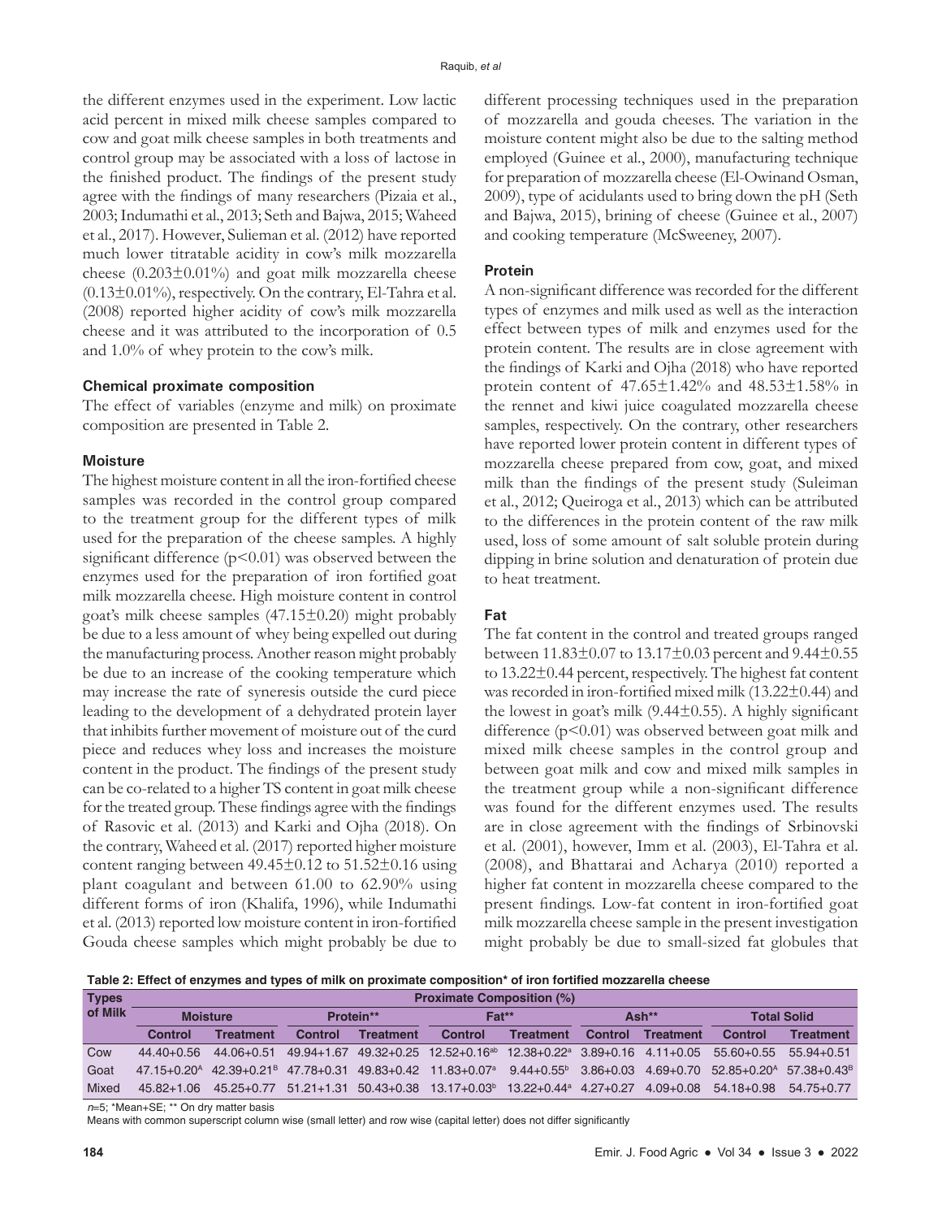the different enzymes used in the experiment. Low lactic acid percent in mixed milk cheese samples compared to cow and goat milk cheese samples in both treatments and control group may be associated with a loss of lactose in the finished product. The findings of the present study agree with the findings of many researchers (Pizaia et al., 2003; Indumathi et al., 2013; Seth and Bajwa, 2015; Waheed et al., 2017). However, Sulieman et al. (2012) have reported much lower titratable acidity in cow's milk mozzarella cheese (0.203±0.01%) and goat milk mozzarella cheese (0.13±0.01%), respectively. On the contrary, El-Tahra et al. (2008) reported higher acidity of cow's milk mozzarella cheese and it was attributed to the incorporation of 0.5 and 1.0% of whey protein to the cow's milk.

### Chemical proximate composition

The effect of variables (enzyme and milk) on proximate composition are presented in Table 2.

### Moisture

The highest moisture content in all the iron-fortified cheese samples was recorded in the control group compared to the treatment group for the different types of milk used for the preparation of the cheese samples. A highly significant difference ($p<0.01$) was observed between the enzymes used for the preparation of iron fortified goat milk mozzarella cheese. High moisture content in control goat's milk cheese samples (47.15±0.20) might probably be due to a less amount of whey being expelled out during the manufacturing process. Another reason might probably be due to an increase of the cooking temperature which may increase the rate of syneresis outside the curd piece leading to the development of a dehydrated protein layer that inhibits further movement of moisture out of the curd piece and reduces whey loss and increases the moisture content in the product. The findings of the present study can be co-related to a higher TS content in goat milk cheese for the treated group. These findings agree with the findings of Rasovic et al. (2013) and Karki and Ojha (2018). On the contrary, Waheed et al. (2017) reported higher moisture content ranging between 49.45±0.12 to 51.52±0.16 using plant coagulant and between 61.00 to 62.90% using different forms of iron (Khalifa, 1996), while Indumathi et al. (2013) reported low moisture content in iron-fortified Gouda cheese samples which might probably be due to different processing techniques used in the preparation of mozzarella and gouda cheeses. The variation in the moisture content might also be due to the salting method employed (Guinee et al., 2000), manufacturing technique for preparation of mozzarella cheese (El-Owinand Osman, 2009), type of acidulants used to bring down the pH (Seth and Bajwa, 2015), brining of cheese (Guinee et al., 2007) and cooking temperature (McSweeney, 2007).

### Protein

A non-significant difference was recorded for the different types of enzymes and milk used as well as the interaction effect between types of milk and enzymes used for the protein content. The results are in close agreement with the findings of Karki and Ojha (2018) who have reported protein content of 47.65±1.42% and 48.53±1.58% in the rennet and kiwi juice coagulated mozzarella cheese samples, respectively. On the contrary, other researchers have reported lower protein content in different types of mozzarella cheese prepared from cow, goat, and mixed milk than the findings of the present study (Suleiman et al., 2012; Queiroga et al., 2013) which can be attributed to the differences in the protein content of the raw milk used, loss of some amount of salt soluble protein during dipping in brine solution and denaturation of protein due to heat treatment.

### Fat

The fat content in the control and treated groups ranged between 11.83±0.07 to 13.17±0.03 percent and 9.44±0.55 to 13.22±0.44 percent, respectively. The highest fat content was recorded in iron-fortified mixed milk (13.22±0.44) and the lowest in goat's milk (9.44±0.55). A highly significant difference ($p<0.01$) was observed between goat milk and mixed milk cheese samples in the control group and between goat milk and cow and mixed milk samples in the treatment group while a non-significant difference was found for the different enzymes used. The results are in close agreement with the findings of Srbinovski et al. (2001), however, Imm et al. (2003), El-Tahra et al. (2008), and Bhattarai and Acharya (2010) reported a higher fat content in mozzarella cheese compared to the present findings. Low-fat content in iron-fortified goat milk mozzarella cheese sample in the present investigation might probably be due to small-sized fat globules that

**Table 2: Effect of enzymes and types of milk on proximate composition* of iron fortified mozzarella cheese**

| Types of Milk | Proximate Composition (%) | | | | | | | | | |
|---|---|---|---|---|---|---|---|---|---|---|
| | Moisture | | Protein** | | Fat** | | Ash** | | Total Solid | |
| | Control | Treatment | Control | Treatment | Control | Treatment | Control | Treatment | Control | Treatment |
| Cow | 44.40+0.56 | 44.06+0.51 | 49.94+1.67 | 49.32+0.25 | 12.52+0.16[ab] | 12.38+0.22[a] | 3.89+0.16 | 4.11+0.05 | 55.60+0.55 | 55.94+0.51 |
| Goat | 47.15+0.20[A] | 42.39+0.21[B] | 47.78+0.31 | 49.83+0.42 | 11.83+0.07[a] | 9.44+0.55[b] | 3.86+0.03 | 4.69+0.70 | 52.85+0.20[A] | 57.38+0.43[B] |
| Mixed | 45.82+1.06 | 45.25+0.77 | 51.21+1.31 | 50.43+0.38 | 13.17+0.03[b] | 13.22+0.44[a] | 4.27+0.27 | 4.09+0.08 | 54.18+0.98 | 54.75+0.77 |

*n*=5; *Mean+SE; ** On dry matter basis

Means with common superscript column wise (small letter) and row wise (capital letter) does not differ significantly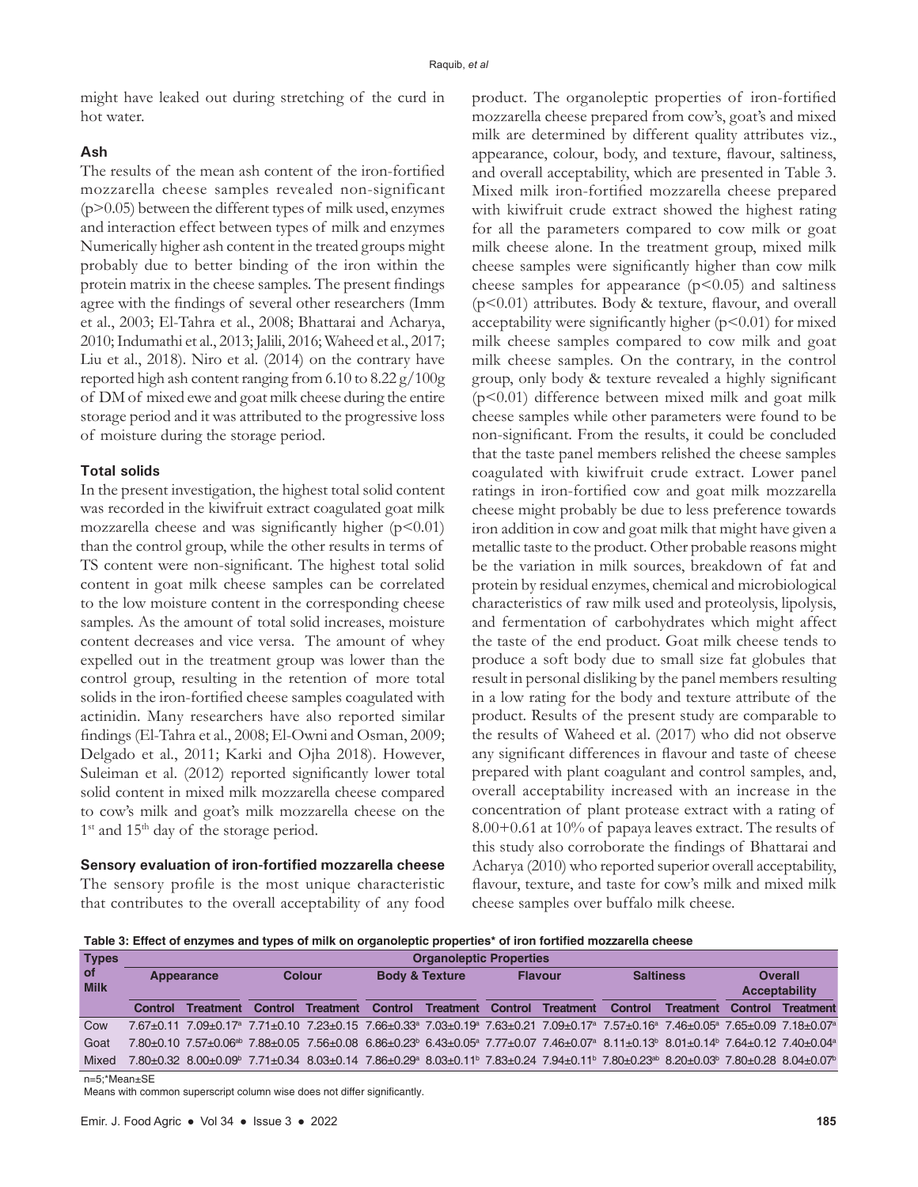might have leaked out during stretching of the curd in hot water.

### Ash

The results of the mean ash content of the iron-fortified mozzarella cheese samples revealed non-significant ($p>0.05$) between the different types of milk used, enzymes and interaction effect between types of milk and enzymes Numerically higher ash content in the treated groups might probably due to better binding of the iron within the protein matrix in the cheese samples. The present findings agree with the findings of several other researchers (Imm et al., 2003; El-Tahra et al., 2008; Bhattarai and Acharya, 2010; Indumathi et al., 2013; Jalili, 2016; Waheed et al., 2017; Liu et al., 2018). Niro et al. (2014) on the contrary have reported high ash content ranging from 6.10 to 8.22 g/100g of DM of mixed ewe and goat milk cheese during the entire storage period and it was attributed to the progressive loss of moisture during the storage period.

### Total solids

In the present investigation, the highest total solid content was recorded in the kiwifruit extract coagulated goat milk mozzarella cheese and was significantly higher ($p<0.01$) than the control group, while the other results in terms of TS content were non-significant. The highest total solid content in goat milk cheese samples can be correlated to the low moisture content in the corresponding cheese samples. As the amount of total solid increases, moisture content decreases and vice versa. The amount of whey expelled out in the treatment group was lower than the control group, resulting in the retention of more total solids in the iron-fortified cheese samples coagulated with actinidin. Many researchers have also reported similar findings (El-Tahra et al., 2008; El-Owni and Osman, 2009; Delgado et al., 2011; Karki and Ojha 2018). However, Suleiman et al. (2012) reported significantly lower total solid content in mixed milk mozzarella cheese compared to cow's milk and goat's milk mozzarella cheese on the 1st and 15th day of the storage period.

### Sensory evaluation of iron-fortified mozzarella cheese

The sensory profile is the most unique characteristic that contributes to the overall acceptability of any food product. The organoleptic properties of iron-fortified mozzarella cheese prepared from cow's, goat's and mixed milk are determined by different quality attributes viz., appearance, colour, body, and texture, flavour, saltiness, and overall acceptability, which are presented in Table 3. Mixed milk iron-fortified mozzarella cheese prepared with kiwifruit crude extract showed the highest rating for all the parameters compared to cow milk or goat milk cheese alone. In the treatment group, mixed milk cheese samples were significantly higher than cow milk cheese samples for appearance ($p<0.05$) and saltiness ($p<0.01$) attributes. Body & texture, flavour, and overall acceptability were significantly higher ($p<0.01$) for mixed milk cheese samples compared to cow milk and goat milk cheese samples. On the contrary, in the control group, only body & texture revealed a highly significant ($p<0.01$) difference between mixed milk and goat milk cheese samples while other parameters were found to be non-significant. From the results, it could be concluded that the taste panel members relished the cheese samples coagulated with kiwifruit crude extract. Lower panel ratings in iron-fortified cow and goat milk mozzarella cheese might probably be due to less preference towards iron addition in cow and goat milk that might have given a metallic taste to the product. Other probable reasons might be the variation in milk sources, breakdown of fat and protein by residual enzymes, chemical and microbiological characteristics of raw milk used and proteolysis, lipolysis, and fermentation of carbohydrates which might affect the taste of the end product. Goat milk cheese tends to produce a soft body due to small size fat globules that result in personal disliking by the panel members resulting in a low rating for the body and texture attribute of the product. Results of the present study are comparable to the results of Waheed et al. (2017) who did not observe any significant differences in flavour and taste of cheese prepared with plant coagulant and control samples, and, overall acceptability increased with an increase in the concentration of plant protease extract with a rating of 8.00+0.61 at 10% of papaya leaves extract. The results of this study also corroborate the findings of Bhattarai and Acharya (2010) who reported superior overall acceptability, flavour, texture, and taste for cow's milk and mixed milk cheese samples over buffalo milk cheese.

**Table 3: Effect of enzymes and types of milk on organoleptic properties* of iron fortified mozzarella cheese**

| Types of Milk | Organoleptic Properties | | | | | | | | | | | |
|---|---|---|---|---|---|---|---|---|---|---|---|---|
| | Appearance | | Colour | | Body & Texture | | Flavour | | Saltiness | | Overall Acceptability | |
| | Control | Treatment | Control | Treatment | Control | Treatment | Control | Treatment | Control | Treatment | Control | Treatment |
| Cow | 7.67±0.11 | 7.09±0.17a | 7.71±0.10 | 7.23±0.15 | 7.66±0.33a | 7.03±0.19a | 7.63±0.21 | 7.09±0.17a | 7.57±0.16a | 7.46±0.05a | 7.65±0.09 | 7.18±0.07a |
| Goat | 7.80±0.10 | 7.57±0.06ab | 7.88±0.05 | 7.56±0.08 | 6.86±0.23b | 6.43±0.05a | 7.77±0.07 | 7.46±0.07a | 8.11±0.13b | 8.01±0.14b | 7.64±0.12 | 7.40±0.04a |
| Mixed | 7.80±0.32 | 8.00±0.09b | 7.71±0.34 | 8.03±0.14 | 7.86±0.29a | 8.03±0.11b | 7.83±0.24 | 7.94±0.11b | 7.80±0.23ab | 8.20±0.03b | 7.80±0.28 | 8.04±0.07b |

n=5;*Mean±SE

Means with common superscript column wise does not differ significantly.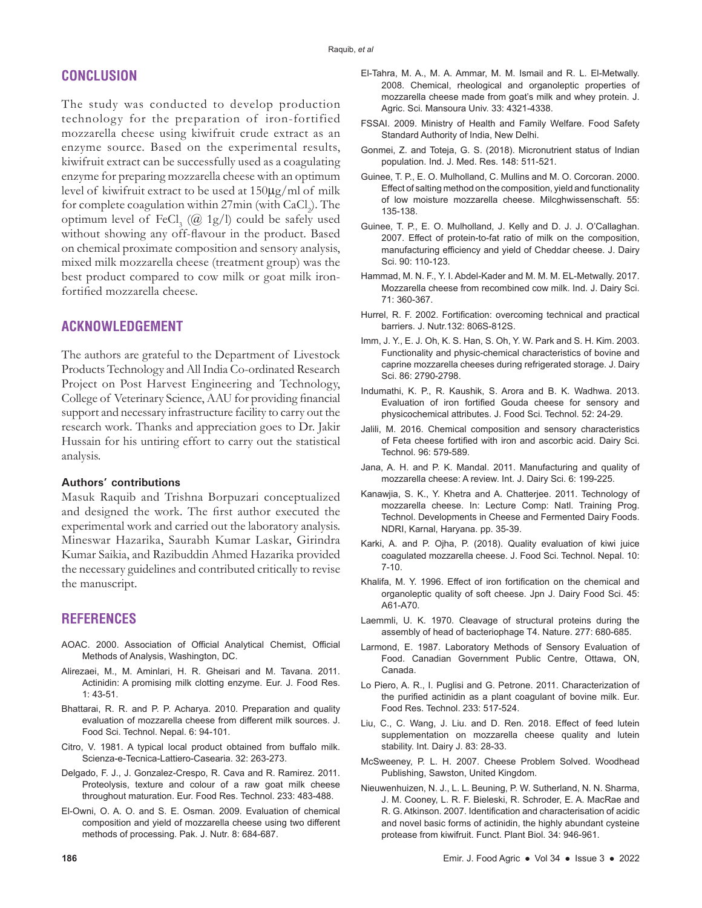## CONCLUSION

The study was conducted to develop production technology for the preparation of iron-fortified mozzarella cheese using kiwifruit crude extract as an enzyme source. Based on the experimental results, kiwifruit extract can be successfully used as a coagulating enzyme for preparing mozzarella cheese with an optimum level of kiwifruit extract to be used at 150μg/ml of milk for complete coagulation within 27min (with $CaCl_2$). The optimum level of $FeCl_3$ (@ 1g/l) could be safely used without showing any off-flavour in the product. Based on chemical proximate composition and sensory analysis, mixed milk mozzarella cheese (treatment group) was the best product compared to cow milk or goat milk iron-fortified mozzarella cheese.

## ACKNOWLEDGEMENT

The authors are grateful to the Department of Livestock Products Technology and All India Co-ordinated Research Project on Post Harvest Engineering and Technology, College of Veterinary Science, AAU for providing financial support and necessary infrastructure facility to carry out the research work. Thanks and appreciation goes to Dr. Jakir Hussain for his untiring effort to carry out the statistical analysis.

### Authors' contributions

Masuk Raquib and Trishna Borpuzari conceptualized and designed the work. The first author executed the experimental work and carried out the laboratory analysis. Mineswar Hazarika, Saurabh Kumar Laskar, Girindra Kumar Saikia, and Razibuddin Ahmed Hazarika provided the necessary guidelines and contributed critically to revise the manuscript.

## REFERENCES

AOAC. 2000. Association of Official Analytical Chemist, Official Methods of Analysis, Washington, DC.

Alirezaei, M., M. Aminlari, H. R. Gheisari and M. Tavana. 2011. Actinidin: A promising milk clotting enzyme. Eur. J. Food Res. 1: 43-51.

Bhattarai, R. R. and P. P. Acharya. 2010. Preparation and quality evaluation of mozzarella cheese from different milk sources. J. Food Sci. Technol. Nepal. 6: 94-101.

Citro, V. 1981. A typical local product obtained from buffalo milk. Scienza-e-Tecnica-Lattiero-Casearia. 32: 263-273.

Delgado, F. J., J. Gonzalez-Crespo, R. Cava and R. Ramirez. 2011. Proteolysis, texture and colour of a raw goat milk cheese throughout maturation. Eur. Food Res. Technol. 233: 483-488.

El-Owni, O. A. O. and S. E. Osman. 2009. Evaluation of chemical composition and yield of mozzarella cheese using two different methods of processing. Pak. J. Nutr. 8: 684-687.

El-Tahra, M. A., M. A. Ammar, M. M. Ismail and R. L. El-Metwally. 2008. Chemical, rheological and organoleptic properties of mozzarella cheese made from goat's milk and whey protein. J. Agric. Sci. Mansoura Univ. 33: 4321-4338.

FSSAI. 2009. Ministry of Health and Family Welfare. Food Safety Standard Authority of India, New Delhi.

Gonmei, Z. and Toteja, G. S. (2018). Micronutrient status of Indian population. Ind. J. Med. Res. 148: 511-521.

Guinee, T. P., E. O. Mulholland, C. Mullins and M. O. Corcoran. 2000. Effect of salting method on the composition, yield and functionality of low moisture mozzarella cheese. Milcghwissenschaft. 55: 135-138.

Guinee, T. P., E. O. Mulholland, J. Kelly and D. J. J. O'Callaghan. 2007. Effect of protein-to-fat ratio of milk on the composition, manufacturing efficiency and yield of Cheddar cheese. J. Dairy Sci. 90: 110-123.

Hammad, M. N. F., Y. I. Abdel-Kader and M. M. M. EL-Metwally. 2017. Mozzarella cheese from recombined cow milk. Ind. J. Dairy Sci. 71: 360-367.

Hurrel, R. F. 2002. Fortification: overcoming technical and practical barriers. J. Nutr.132: 806S-812S.

Imm, J. Y., E. J. Oh, K. S. Han, S. Oh, Y. W. Park and S. H. Kim. 2003. Functionality and physic-chemical characteristics of bovine and caprine mozzarella cheeses during refrigerated storage. J. Dairy Sci. 86: 2790-2798.

Indumathi, K. P., R. Kaushik, S. Arora and B. K. Wadhwa. 2013. Evaluation of iron fortified Gouda cheese for sensory and physicochemical attributes. J. Food Sci. Technol. 52: 24-29.

Jalili, M. 2016. Chemical composition and sensory characteristics of Feta cheese fortified with iron and ascorbic acid. Dairy Sci. Technol. 96: 579-589.

Jana, A. H. and P. K. Mandal. 2011. Manufacturing and quality of mozzarella cheese: A review. Int. J. Dairy Sci. 6: 199-225.

Kanawjia, S. K., Y. Khetra and A. Chatterjee. 2011. Technology of mozzarella cheese. In: Lecture Comp: Natl. Training Prog. Technol. Developments in Cheese and Fermented Dairy Foods. NDRI, Karnal, Haryana. pp. 35-39.

Karki, A. and P. Ojha, P. (2018). Quality evaluation of kiwi juice coagulated mozzarella cheese. J. Food Sci. Technol. Nepal. 10: 7-10.

Khalifa, M. Y. 1996. Effect of iron fortification on the chemical and organoleptic quality of soft cheese. Jpn J. Dairy Food Sci. 45: A61-A70.

Laemmli, U. K. 1970. Cleavage of structural proteins during the assembly of head of bacteriophage T4. Nature. 277: 680-685.

Larmond, E. 1987. Laboratory Methods of Sensory Evaluation of Food. Canadian Government Public Centre, Ottawa, ON, Canada.

Lo Piero, A. R., I. Puglisi and G. Petrone. 2011. Characterization of the purified actinidin as a plant coagulant of bovine milk. Eur. Food Res. Technol. 233: 517-524.

Liu, C., C. Wang, J. Liu. and D. Ren. 2018. Effect of feed lutein supplementation on mozzarella cheese quality and lutein stability. Int. Dairy J. 83: 28-33.

McSweeney, P. L. H. 2007. Cheese Problem Solved. Woodhead Publishing, Sawston, United Kingdom.

Nieuwenhuizen, N. J., L. L. Beuning, P. W. Sutherland, N. N. Sharma, J. M. Cooney, L. R. F. Bieleski, R. Schroder, E. A. MacRae and R. G. Atkinson. 2007. Identification and characterisation of acidic and novel basic forms of actinidin, the highly abundant cysteine protease from kiwifruit. Funct. Plant Biol. 34: 946-961.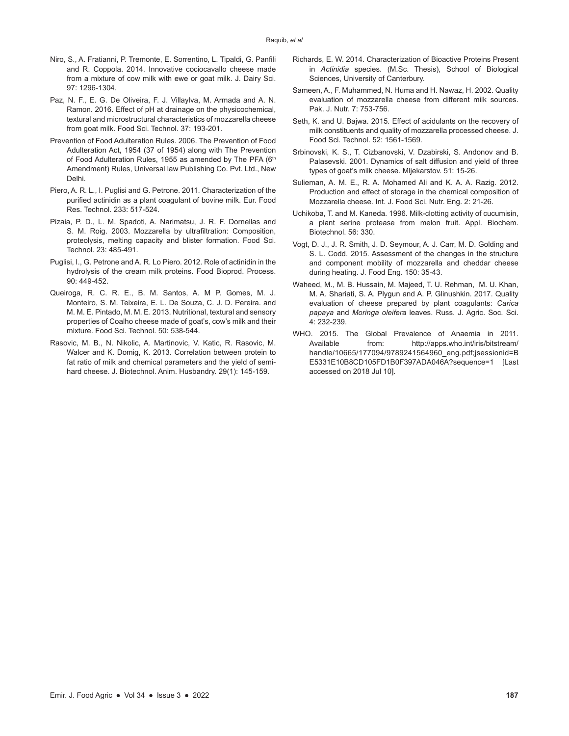Niro, S., A. Fratianni, P. Tremonte, E. Sorrentino, L. Tipaldi, G. Panfili and R. Coppola. 2014. Innovative cociocavallo cheese made from a mixture of cow milk with ewe or goat milk. J. Dairy Sci. 97: 1296-1304.

Paz, N. F., E. G. De Oliveira, F. J. Villaylva, M. Armada and A. N. Ramon. 2016. Effect of pH at drainage on the physicochemical, textural and microstructural characteristics of mozzarella cheese from goat milk. Food Sci. Technol. 37: 193-201.

Prevention of Food Adulteration Rules. 2006. The Prevention of Food Adulteration Act, 1954 (37 of 1954) along with The Prevention of Food Adulteration Rules, 1955 as amended by The PFA (6th Amendment) Rules, Universal law Publishing Co. Pvt. Ltd., New Delhi.

Piero, A. R. L., I. Puglisi and G. Petrone. 2011. Characterization of the purified actinidin as a plant coagulant of bovine milk. Eur. Food Res. Technol. 233: 517-524.

Pizaia, P. D., L. M. Spadoti, A. Narimatsu, J. R. F. Dornellas and S. M. Roig. 2003. Mozzarella by ultrafiltration: Composition, proteolysis, melting capacity and blister formation. Food Sci. Technol. 23: 485-491.

Puglisi, I., G. Petrone and A. R. Lo Piero. 2012. Role of actinidin in the hydrolysis of the cream milk proteins. Food Bioprod. Process. 90: 449-452.

Queiroga, R. C. R. E., B. M. Santos, A. M P. Gomes, M. J. Monteiro, S. M. Teixeira, E. L. De Souza, C. J. D. Pereira. and M. M. E. Pintado, M. M. E. 2013. Nutritional, textural and sensory properties of Coalho cheese made of goat's, cow's milk and their mixture. Food Sci. Technol. 50: 538-544.

Rasovic, M. B., N. Nikolic, A. Martinovic, V. Katic, R. Rasovic, M. Walcer and K. Domig, K. 2013. Correlation between protein to fat ratio of milk and chemical parameters and the yield of semi-hard cheese. J. Biotechnol. Anim. Husbandry. 29(1): 145-159.

Richards, E. W. 2014. Characterization of Bioactive Proteins Present in *Actinidia* species. (M.Sc. Thesis), School of Biological Sciences, University of Canterbury.

Sameen, A., F. Muhammed, N. Huma and H. Nawaz, H. 2002. Quality evaluation of mozzarella cheese from different milk sources. Pak. J. Nutr. 7: 753-756.

Seth, K. and U. Bajwa. 2015. Effect of acidulants on the recovery of milk constituents and quality of mozzarella processed cheese. J. Food Sci. Technol. 52: 1561-1569.

Srbinovski, K. S., T. Cizbanovski, V. Dzabirski, S. Andonov and B. Palasevski. 2001. Dynamics of salt diffusion and yield of three types of goat's milk cheese. Mljekarstov. 51: 15-26.

Sulieman, A. M. E., R. A. Mohamed Ali and K. A. A. Razig. 2012. Production and effect of storage in the chemical composition of Mozzarella cheese. Int. J. Food Sci. Nutr. Eng. 2: 21-26.

Uchikoba, T. and M. Kaneda. 1996. Milk-clotting activity of cucumisin, a plant serine protease from melon fruit. Appl. Biochem. Biotechnol. 56: 330.

Vogt, D. J., J. R. Smith, J. D. Seymour, A. J. Carr, M. D. Golding and S. L. Codd. 2015. Assessment of the changes in the structure and component mobility of mozzarella and cheddar cheese during heating. J. Food Eng. 150: 35-43.

Waheed, M., M. B. Hussain, M. Majeed, T. U. Rehman, M. U. Khan, M. A. Shariati, S. A. Plygun and A. P. Glinushkin. 2017. Quality evaluation of cheese prepared by plant coagulants: *Carica papaya* and *Moringa oleifera* leaves. Russ. J. Agric. Soc. Sci. 4: 232-239.

WHO. 2015. The Global Prevalence of Anaemia in 2011. Available from: http://apps.who.int/iris/bitstream/handle/10665/177094/9789241564960_eng.pdf;jsessionid=BE5331E10B8CD105FD1B0F397ADA046A?sequence=1 [Last accessed on 2018 Jul 10].